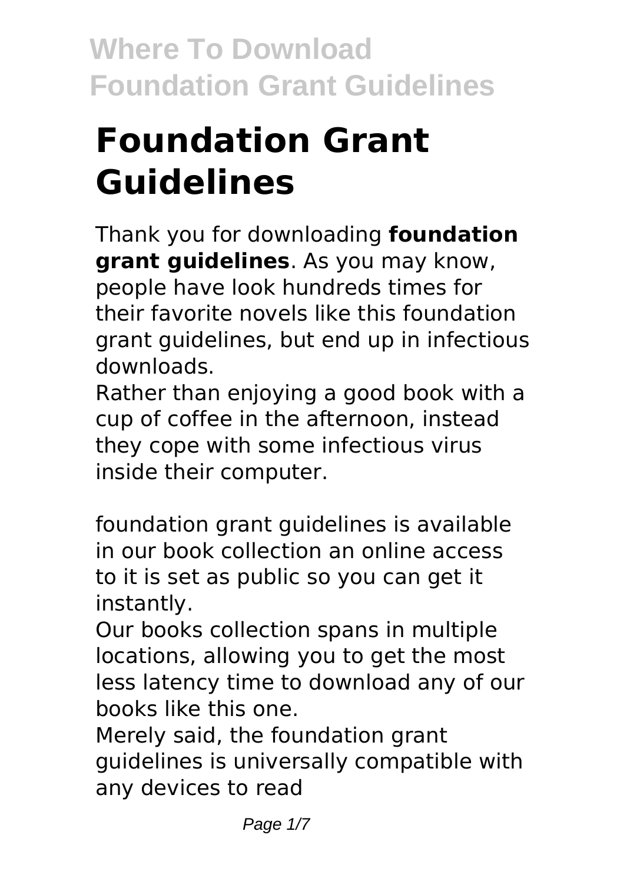# Foundation Grant Guidelines

Thank you for downloading **foundation grant guidelines**. As you may know, people have look hundreds times for their favorite novels like this foundation grant guidelines, but end up in infectious downloads.

Rather than enjoying a good book with a cup of coffee in the afternoon, instead they cope with some infectious virus inside their computer.

foundation grant guidelines is available in our book collection an online access to it is set as public so you can get it instantly.

Our books collection spans in multiple locations, allowing you to get the most less latency time to download any of our books like this one.

Merely said, the foundation grant guidelines is universally compatible with any devices to read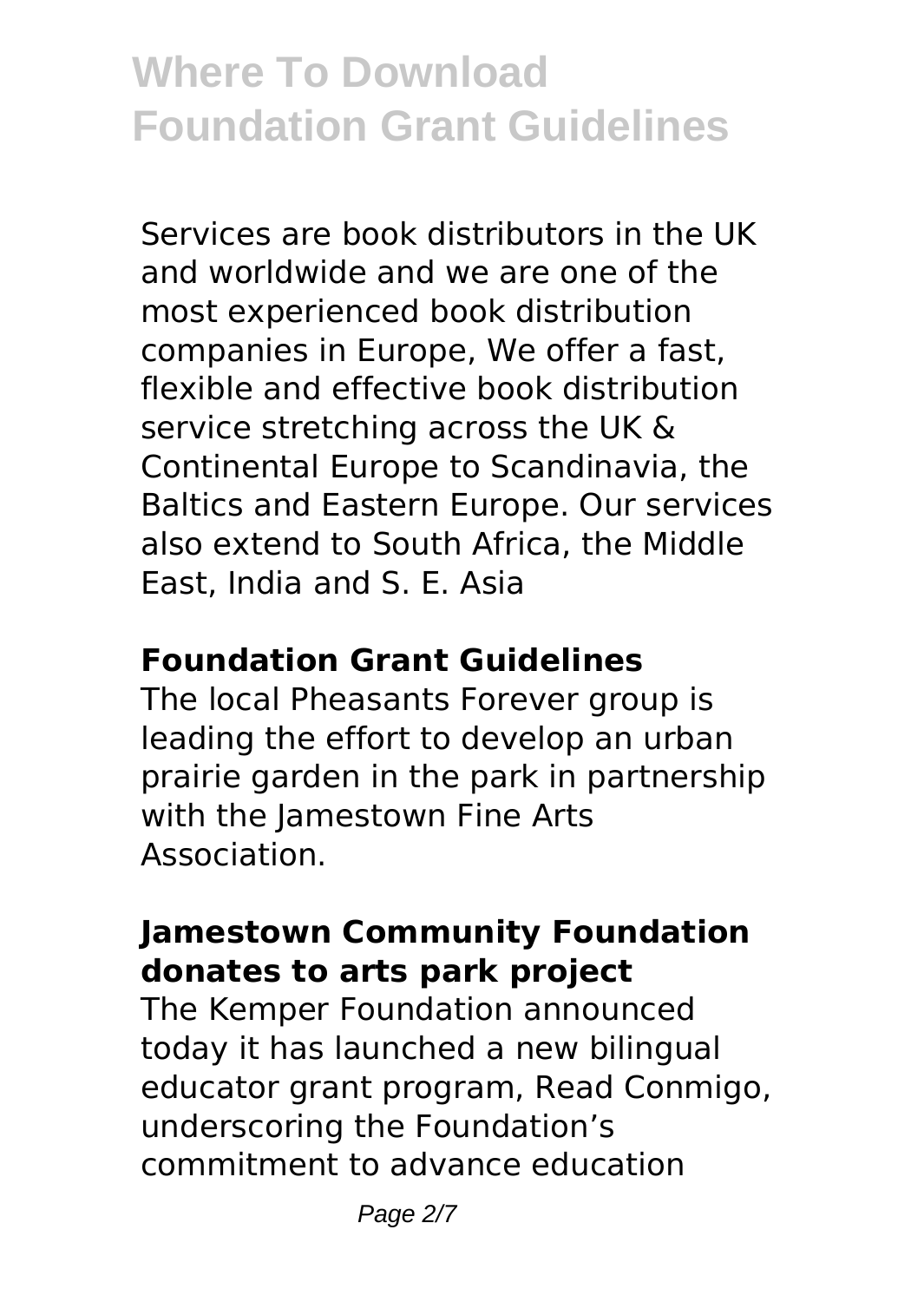Services are book distributors in the UK and worldwide and we are one of the most experienced book distribution companies in Europe, We offer a fast, flexible and effective book distribution service stretching across the UK & Continental Europe to Scandinavia, the Baltics and Eastern Europe. Our services also extend to South Africa, the Middle East, India and S. E. Asia

## Foundation Grant Guidelines

The local Pheasants Forever group is leading the effort to develop an urban prairie garden in the park in partnership with the Jamestown Fine Arts Association.

## Jamestown Community Foundation donates to arts park project

The Kemper Foundation announced today it has launched a new bilingual educator grant program, Read Conmigo, underscoring the Foundation's commitment to advance education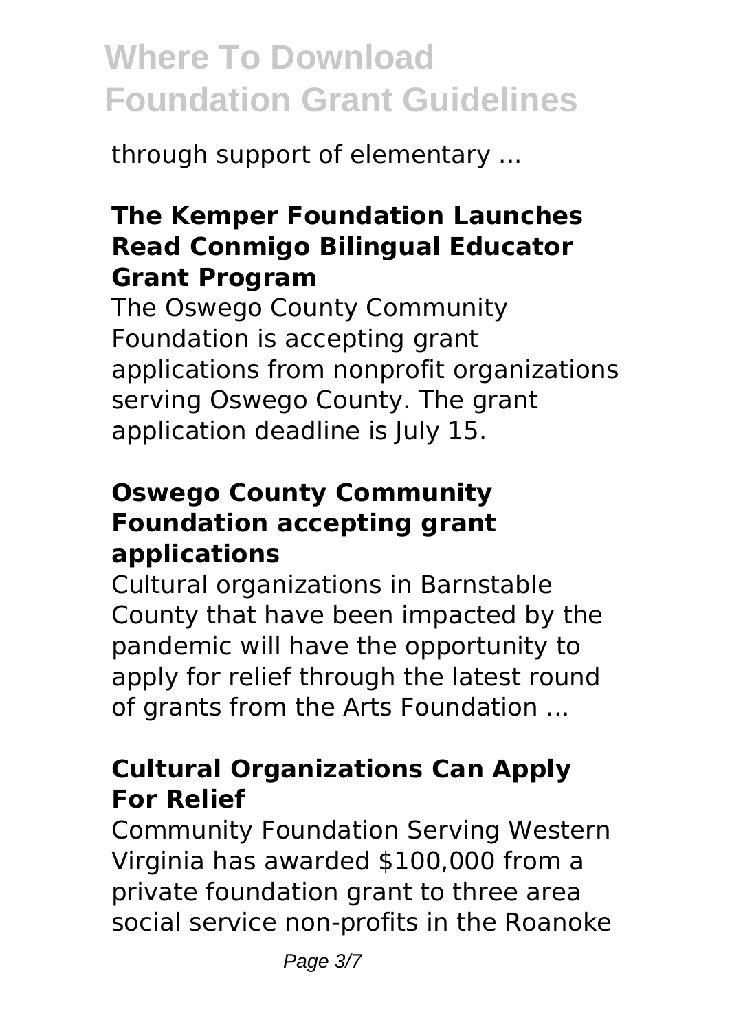through support of elementary ...

### The Kemper Foundation Launches Read Conmigo Bilingual Educator Grant Program

The Oswego County Community Foundation is accepting grant applications from nonprofit organizations serving Oswego County. The grant application deadline is July 15.

### Oswego County Community Foundation accepting grant applications

Cultural organizations in Barnstable County that have been impacted by the pandemic will have the opportunity to apply for relief through the latest round of grants from the Arts Foundation ...

### Cultural Organizations Can Apply For Relief

Community Foundation Serving Western Virginia has awarded $100,000 from a private foundation grant to three area social service non-profits in the Roanoke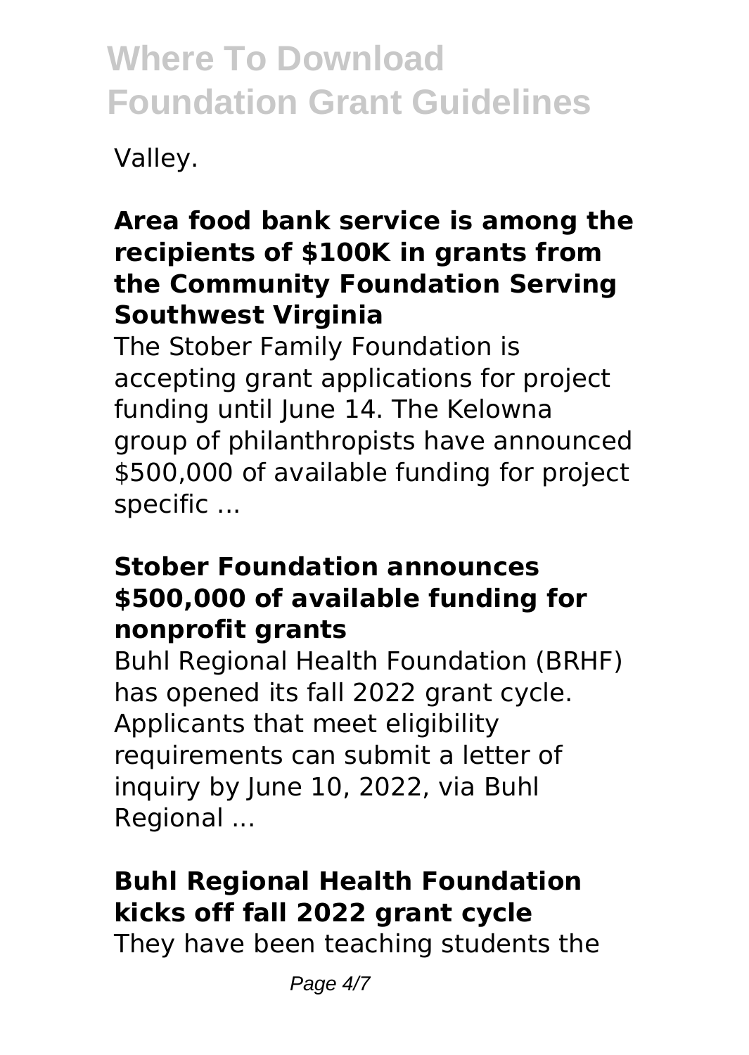Valley.

### Area food bank service is among the recipients of $100K in grants from the Community Foundation Serving Southwest Virginia

The Stober Family Foundation is accepting grant applications for project funding until June 14. The Kelowna group of philanthropists have announced $500,000 of available funding for project specific ...

### Stober Foundation announces $500,000 of available funding for nonprofit grants

Buhl Regional Health Foundation (BRHF) has opened its fall 2022 grant cycle. Applicants that meet eligibility requirements can submit a letter of inquiry by June 10, 2022, via Buhl Regional ...

### Buhl Regional Health Foundation kicks off fall 2022 grant cycle

They have been teaching students the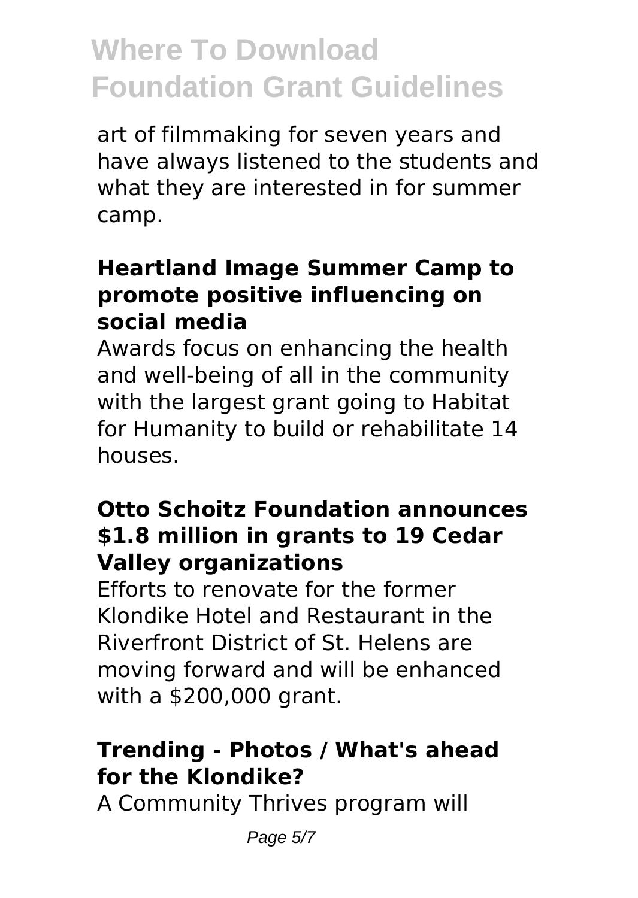art of filmmaking for seven years and have always listened to the students and what they are interested in for summer camp.

### Heartland Image Summer Camp to promote positive influencing on social media

Awards focus on enhancing the health and well-being of all in the community with the largest grant going to Habitat for Humanity to build or rehabilitate 14 houses.

### Otto Schoitz Foundation announces $1.8 million in grants to 19 Cedar Valley organizations

Efforts to renovate for the former Klondike Hotel and Restaurant in the Riverfront District of St. Helens are moving forward and will be enhanced with a $200,000 grant.

### Trending - Photos / What's ahead for the Klondike?

A Community Thrives program will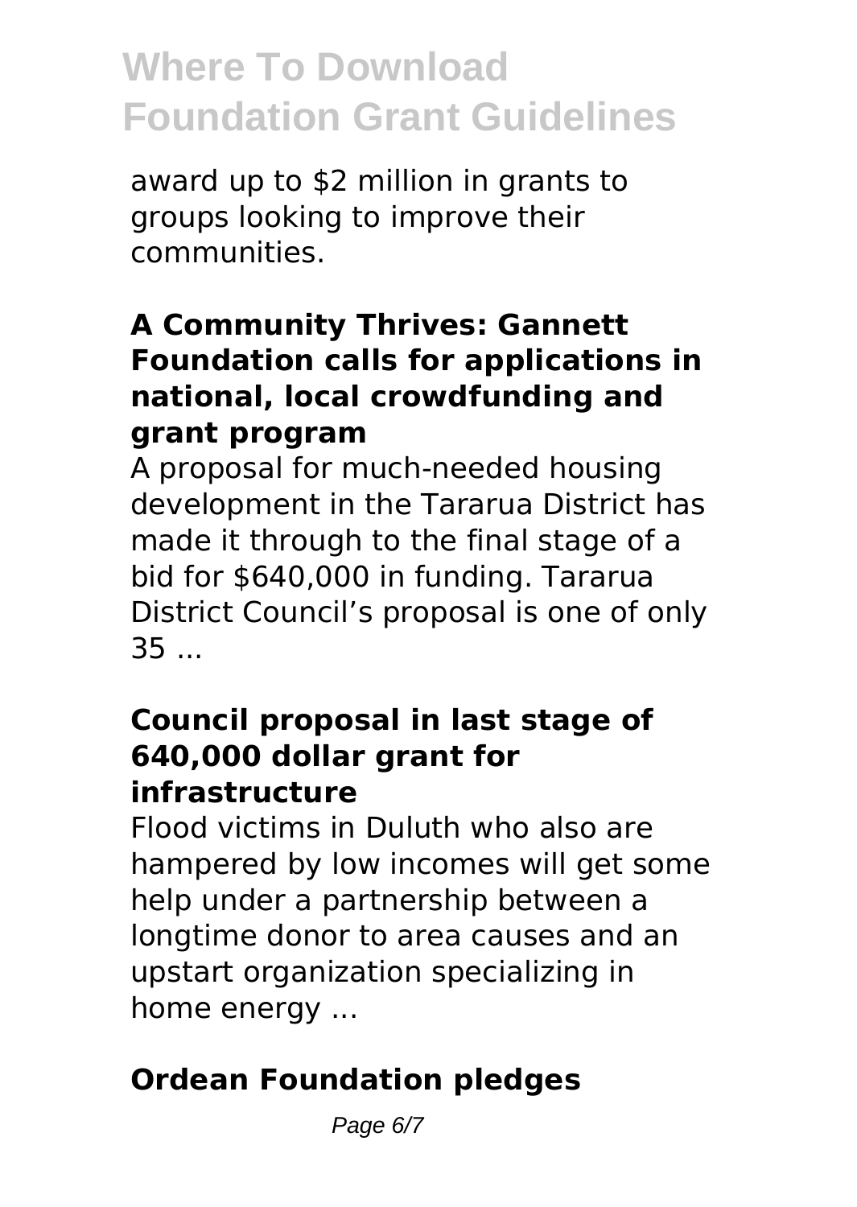award up to $2 million in grants to groups looking to improve their communities.

### A Community Thrives: Gannett Foundation calls for applications in national, local crowdfunding and grant program

A proposal for much-needed housing development in the Tararua District has made it through to the final stage of a bid for $640,000 in funding. Tararua District Council's proposal is one of only 35 ...

### Council proposal in last stage of 640,000 dollar grant for infrastructure

Flood victims in Duluth who also are hampered by low incomes will get some help under a partnership between a longtime donor to area causes and an upstart organization specializing in home energy ...

### Ordean Foundation pledges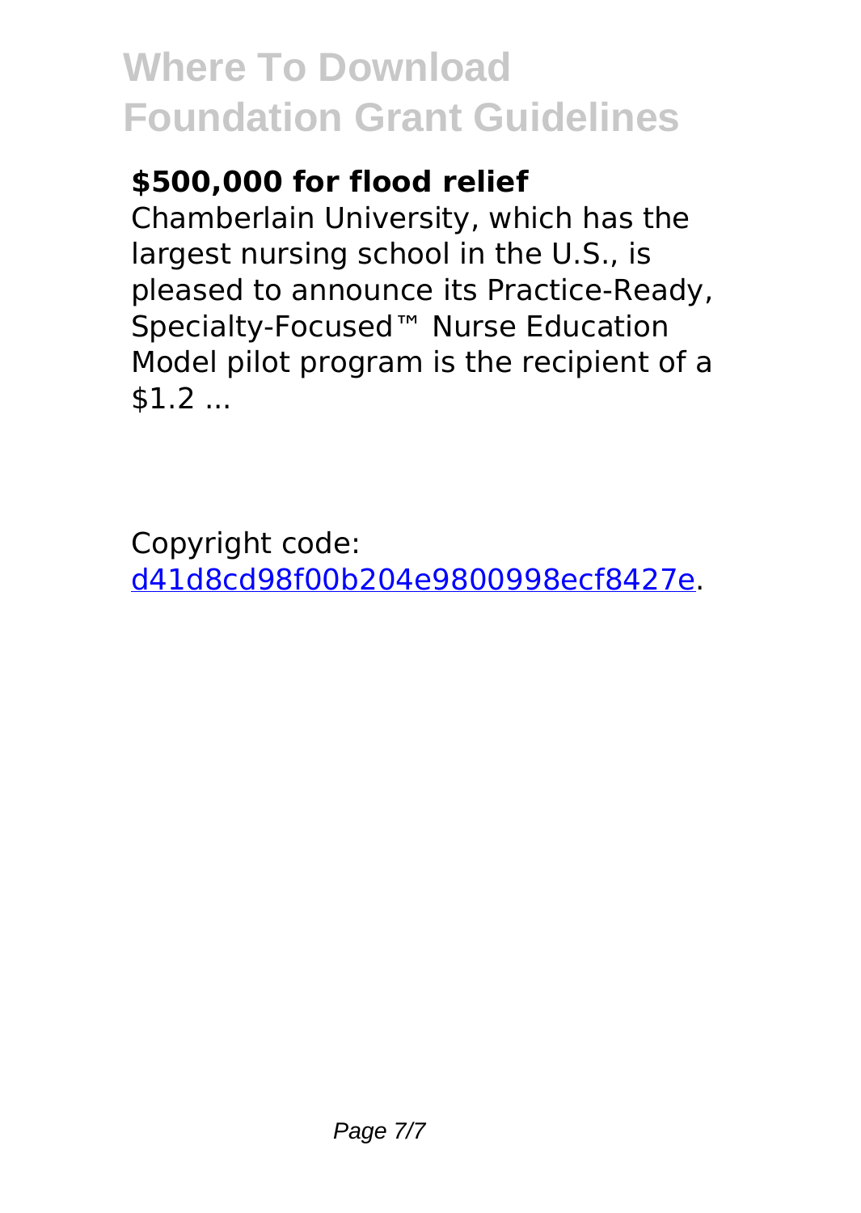**$500,000 for flood relief**

Chamberlain University, which has the largest nursing school in the U.S., is pleased to announce its Practice-Ready, Specialty-Focused™ Nurse Education Model pilot program is the recipient of a $1.2 ...

Copyright code: [d41d8cd98f00b204e9800998ecf8427e](d41d8cd98f00b204e9800998ecf8427e).